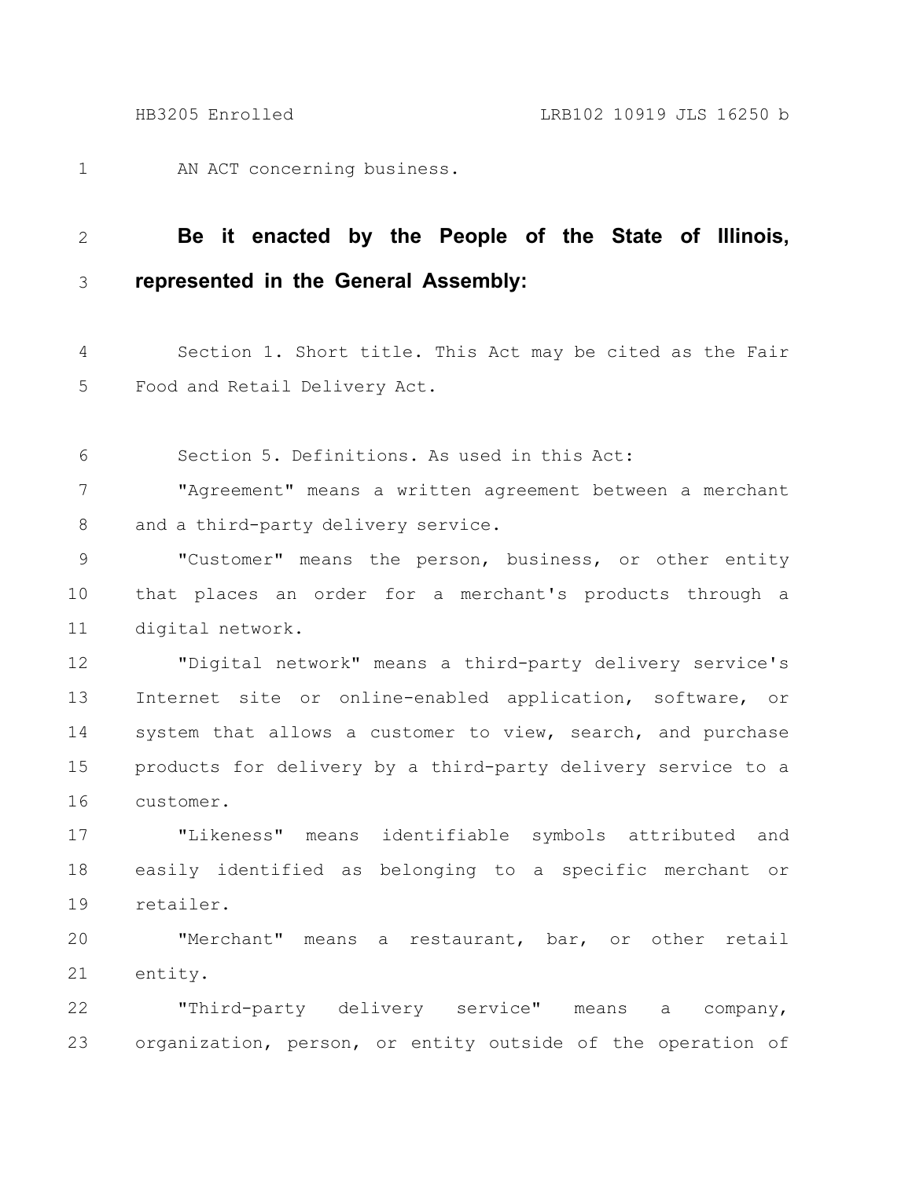AN ACT concerning business.

**Be it enacted by the People of the State of Illinois, represented in the General Assembly:**

Section 1. Short title. This Act may be cited as the Fair Food and Retail Delivery Act.

Section 5. Definitions. As used in this Act:

"Agreement" means a written agreement between a merchant and a third-party delivery service.

"Customer" means the person, business, or other entity that places an order for a merchant's products through a digital network.

"Digital network" means a third-party delivery service's Internet site or online-enabled application, software, or system that allows a customer to view, search, and purchase products for delivery by a third-party delivery service to a customer.

"Likeness" means identifiable symbols attributed and easily identified as belonging to a specific merchant or retailer.

"Merchant" means a restaurant, bar, or other retail entity.

"Third-party delivery service" means a company, organization, person, or entity outside of the operation of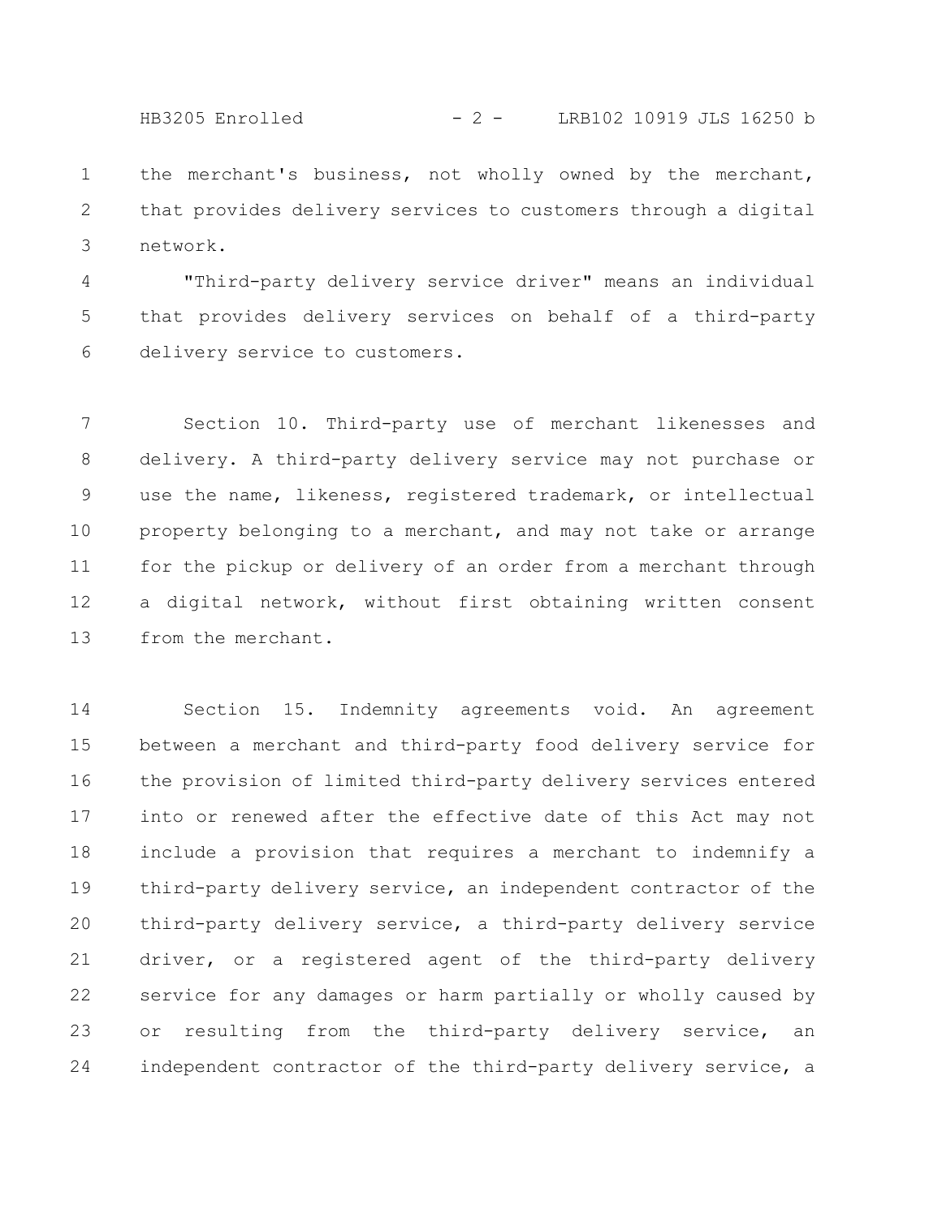the merchant's business, not wholly owned by the merchant, that provides delivery services to customers through a digital network.

"Third-party delivery service driver" means an individual that provides delivery services on behalf of a third-party delivery service to customers.

Section 10. Third-party use of merchant likenesses and delivery. A third-party delivery service may not purchase or use the name, likeness, registered trademark, or intellectual property belonging to a merchant, and may not take or arrange for the pickup or delivery of an order from a merchant through a digital network, without first obtaining written consent from the merchant.

Section 15. Indemnity agreements void. An agreement between a merchant and third-party food delivery service for the provision of limited third-party delivery services entered into or renewed after the effective date of this Act may not include a provision that requires a merchant to indemnify a third-party delivery service, an independent contractor of the third-party delivery service, a third-party delivery service driver, or a registered agent of the third-party delivery service for any damages or harm partially or wholly caused by or resulting from the third-party delivery service, an independent contractor of the third-party delivery service, a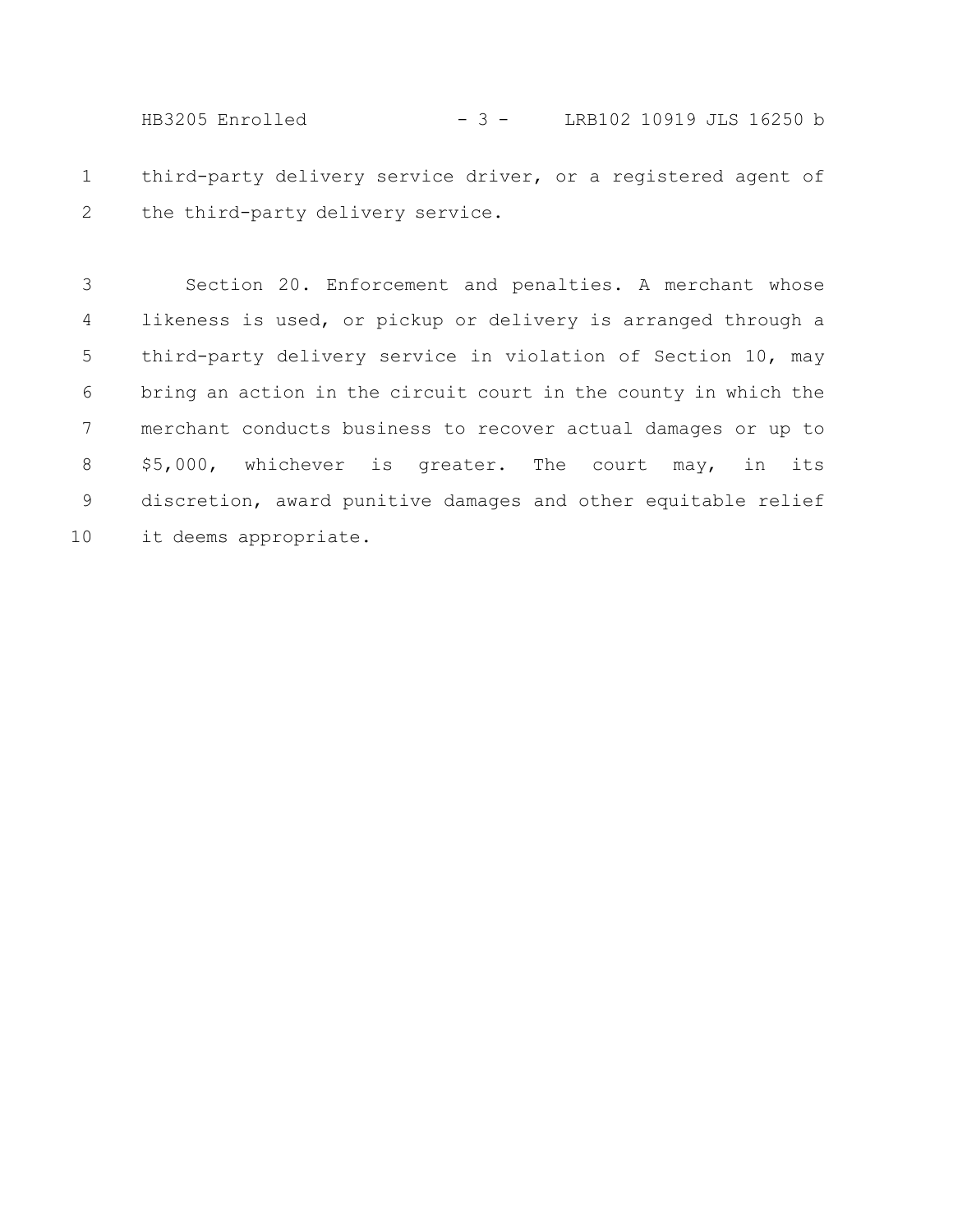third-party delivery service driver, or a registered agent of the third-party delivery service.

Section 20. Enforcement and penalties. A merchant whose likeness is used, or pickup or delivery is arranged through a third-party delivery service in violation of Section 10, may bring an action in the circuit court in the county in which the merchant conducts business to recover actual damages or up to $5,000, whichever is greater. The court may, in its discretion, award punitive damages and other equitable relief it deems appropriate.